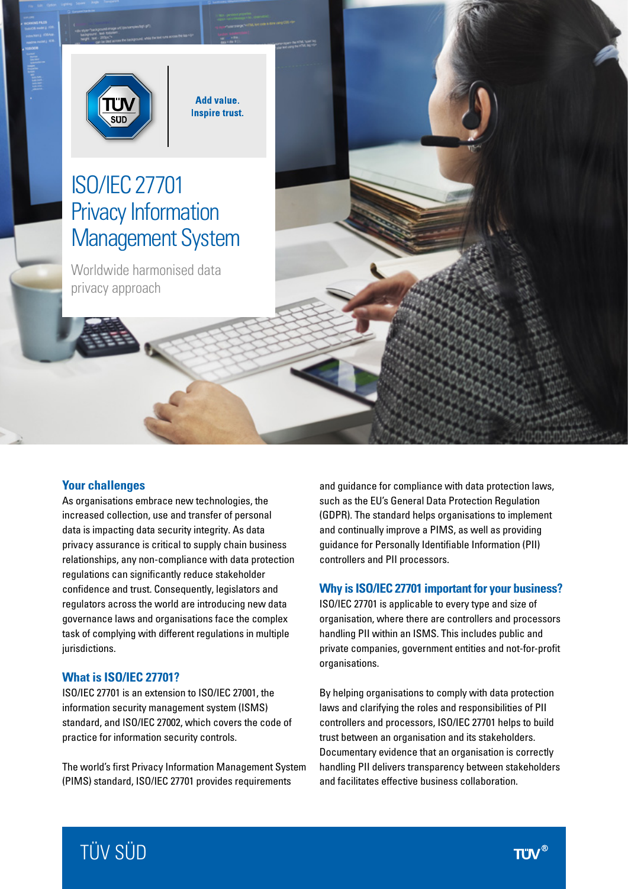Add value.
Inspire trust.

# ISO/IEC 27701 Privacy Information Management System

Worldwide harmonised data privacy approach

## Your challenges

As organisations embrace new technologies, the increased collection, use and transfer of personal data is impacting data security integrity. As data privacy assurance is critical to supply chain business relationships, any non-compliance with data protection regulations can significantly reduce stakeholder confidence and trust. Consequently, legislators and regulators across the world are introducing new data governance laws and organisations face the complex task of complying with different regulations in multiple jurisdictions.

## What is ISO/IEC 27701?

ISO/IEC 27701 is an extension to ISO/IEC 27001, the information security management system (ISMS) standard, and ISO/IEC 27002, which covers the code of practice for information security controls.

The world's first Privacy Information Management System (PIMS) standard, ISO/IEC 27701 provides requirements and guidance for compliance with data protection laws, such as the EU's General Data Protection Regulation (GDPR). The standard helps organisations to implement and continually improve a PIMS, as well as providing guidance for Personally Identifiable Information (PII) controllers and PII processors.

## Why is ISO/IEC 27701 important for your business?

ISO/IEC 27701 is applicable to every type and size of organisation, where there are controllers and processors handling PII within an ISMS. This includes public and private companies, government entities and not-for-profit organisations.

By helping organisations to comply with data protection laws and clarifying the roles and responsibilities of PII controllers and processors, ISO/IEC 27701 helps to build trust between an organisation and its stakeholders. Documentary evidence that an organisation is correctly handling PII delivers transparency between stakeholders and facilitates effective business collaboration.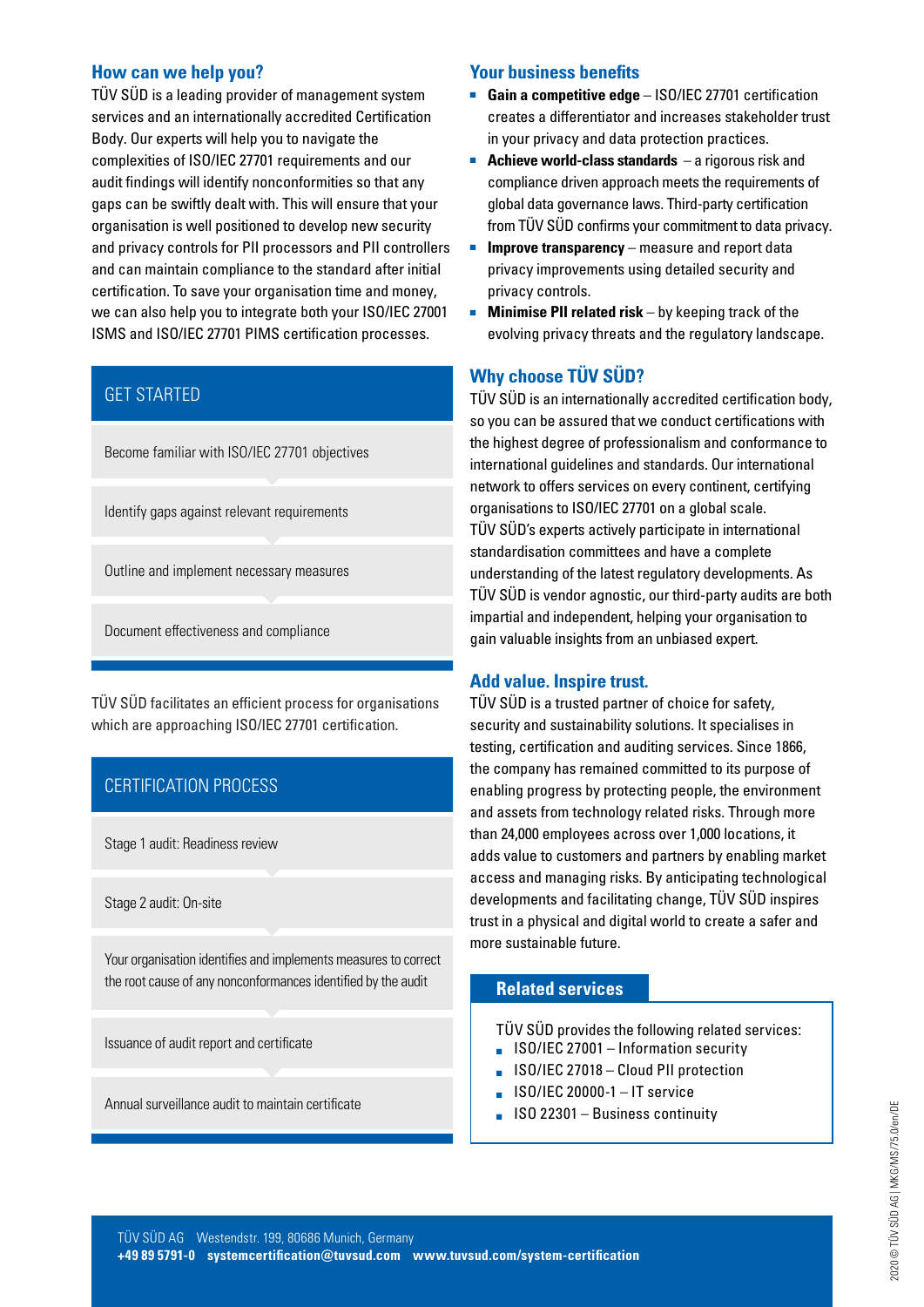## How can we help you?

TÜV SÜD is a leading provider of management system services and an internationally accredited Certification Body. Our experts will help you to navigate the complexities of ISO/IEC 27701 requirements and our audit findings will identify nonconformities so that any gaps can be swiftly dealt with. This will ensure that your organisation is well positioned to develop new security and privacy controls for PII processors and PII controllers and can maintain compliance to the standard after initial certification. To save your organisation time and money, we can also help you to integrate both your ISO/IEC 27001 ISMS and ISO/IEC 27701 PIMS certification processes.

### GET STARTED

- Become familiar with ISO/IEC 27701 objectives
- Identify gaps against relevant requirements
- Outline and implement necessary measures
- Document effectiveness and compliance

TÜV SÜD facilitates an efficient process for organisations which are approaching ISO/IEC 27701 certification.

### CERTIFICATION PROCESS

- Stage 1 audit: Readiness review
- Stage 2 audit: On-site
- Your organisation identifies and implements measures to correct the root cause of any nonconformances identified by the audit
- Issuance of audit report and certificate
- Annual surveillance audit to maintain certificate

## Your business benefits

- **Gain a competitive edge** – ISO/IEC 27701 certification creates a differentiator and increases stakeholder trust in your privacy and data protection practices.
- **Achieve world-class standards** – a rigorous risk and compliance driven approach meets the requirements of global data governance laws. Third-party certification from TÜV SÜD confirms your commitment to data privacy.
- **Improve transparency** – measure and report data privacy improvements using detailed security and privacy controls.
- **Minimise PII related risk** – by keeping track of the evolving privacy threats and the regulatory landscape.

## Why choose TÜV SÜD?

TÜV SÜD is an internationally accredited certification body, so you can be assured that we conduct certifications with the highest degree of professionalism and conformance to international guidelines and standards. Our international network to offers services on every continent, certifying organisations to ISO/IEC 27701 on a global scale.
TÜV SÜD's experts actively participate in international standardisation committees and have a complete understanding of the latest regulatory developments. As TÜV SÜD is vendor agnostic, our third-party audits are both impartial and independent, helping your organisation to gain valuable insights from an unbiased expert.

## Add value. Inspire trust.

TÜV SÜD is a trusted partner of choice for safety, security and sustainability solutions. It specialises in testing, certification and auditing services. Since 1866, the company has remained committed to its purpose of enabling progress by protecting people, the environment and assets from technology related risks. Through more than 24,000 employees across over 1,000 locations, it adds value to customers and partners by enabling market access and managing risks. By anticipating technological developments and facilitating change, TÜV SÜD inspires trust in a physical and digital world to create a safer and more sustainable future.

### Related services

TÜV SÜD provides the following related services:

- ISO/IEC 27001 – Information security
- ISO/IEC 27018 – Cloud PII protection
- ISO/IEC 20000-1 – IT service
- ISO 22301 – Business continuity

TÜV SÜD AG Westendstr. 199, 80686 Munich, Germany
**+49 89 5791-0 systemcertification@tuvsud.com www.tuvsud.com/system-certification**

2020 © TÜV SÜD AG | MKG/MS/75.0/en/DE